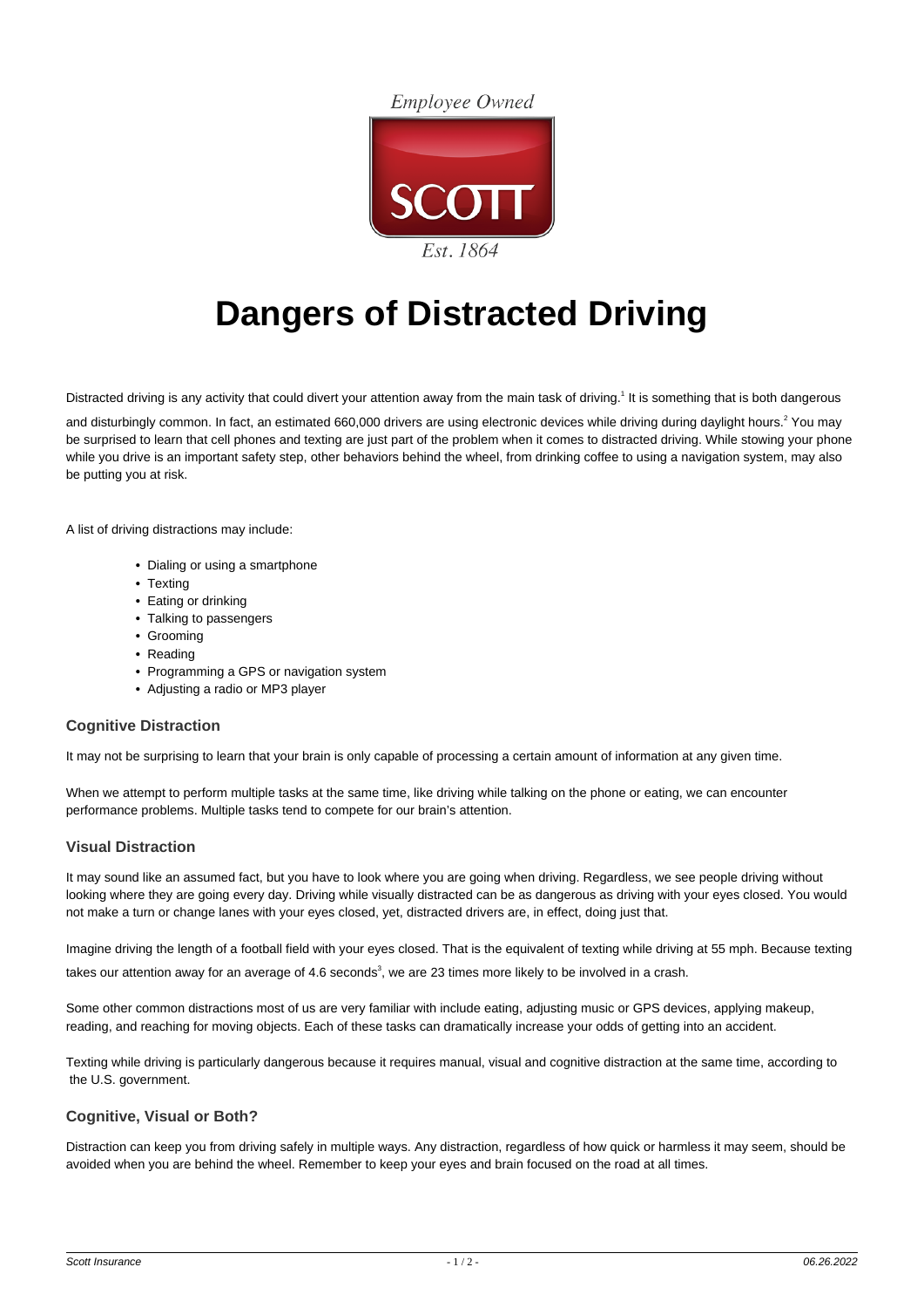Employee Owned

SCOTT

Est. 1864

# Dangers of Distracted Driving

Distracted driving is any activity that could divert your attention away from the main task of driving.[1] It is something that is both dangerous and disturbingly common. In fact, an estimated 660,000 drivers are using electronic devices while driving during daylight hours.[2] You may be surprised to learn that cell phones and texting are just part of the problem when it comes to distracted driving. While stowing your phone while you drive is an important safety step, other behaviors behind the wheel, from drinking coffee to using a navigation system, may also be putting you at risk.

A list of driving distractions may include:

- Dialing or using a smartphone
- Texting
- Eating or drinking
- Talking to passengers
- Grooming
- Reading
- Programming a GPS or navigation system
- Adjusting a radio or MP3 player

### Cognitive Distraction

It may not be surprising to learn that your brain is only capable of processing a certain amount of information at any given time.

When we attempt to perform multiple tasks at the same time, like driving while talking on the phone or eating, we can encounter performance problems. Multiple tasks tend to compete for our brain's attention.

### Visual Distraction

It may sound like an assumed fact, but you have to look where you are going when driving. Regardless, we see people driving without looking where they are going every day. Driving while visually distracted can be as dangerous as driving with your eyes closed. You would not make a turn or change lanes with your eyes closed, yet, distracted drivers are, in effect, doing just that.

Imagine driving the length of a football field with your eyes closed. That is the equivalent of texting while driving at 55 mph. Because texting takes our attention away for an average of 4.6 seconds[3], we are 23 times more likely to be involved in a crash.

Some other common distractions most of us are very familiar with include eating, adjusting music or GPS devices, applying makeup, reading, and reaching for moving objects. Each of these tasks can dramatically increase your odds of getting into an accident.

Texting while driving is particularly dangerous because it requires manual, visual and cognitive distraction at the same time, according to the U.S. government.

### Cognitive, Visual or Both?

Distraction can keep you from driving safely in multiple ways. Any distraction, regardless of how quick or harmless it may seem, should be avoided when you are behind the wheel. Remember to keep your eyes and brain focused on the road at all times.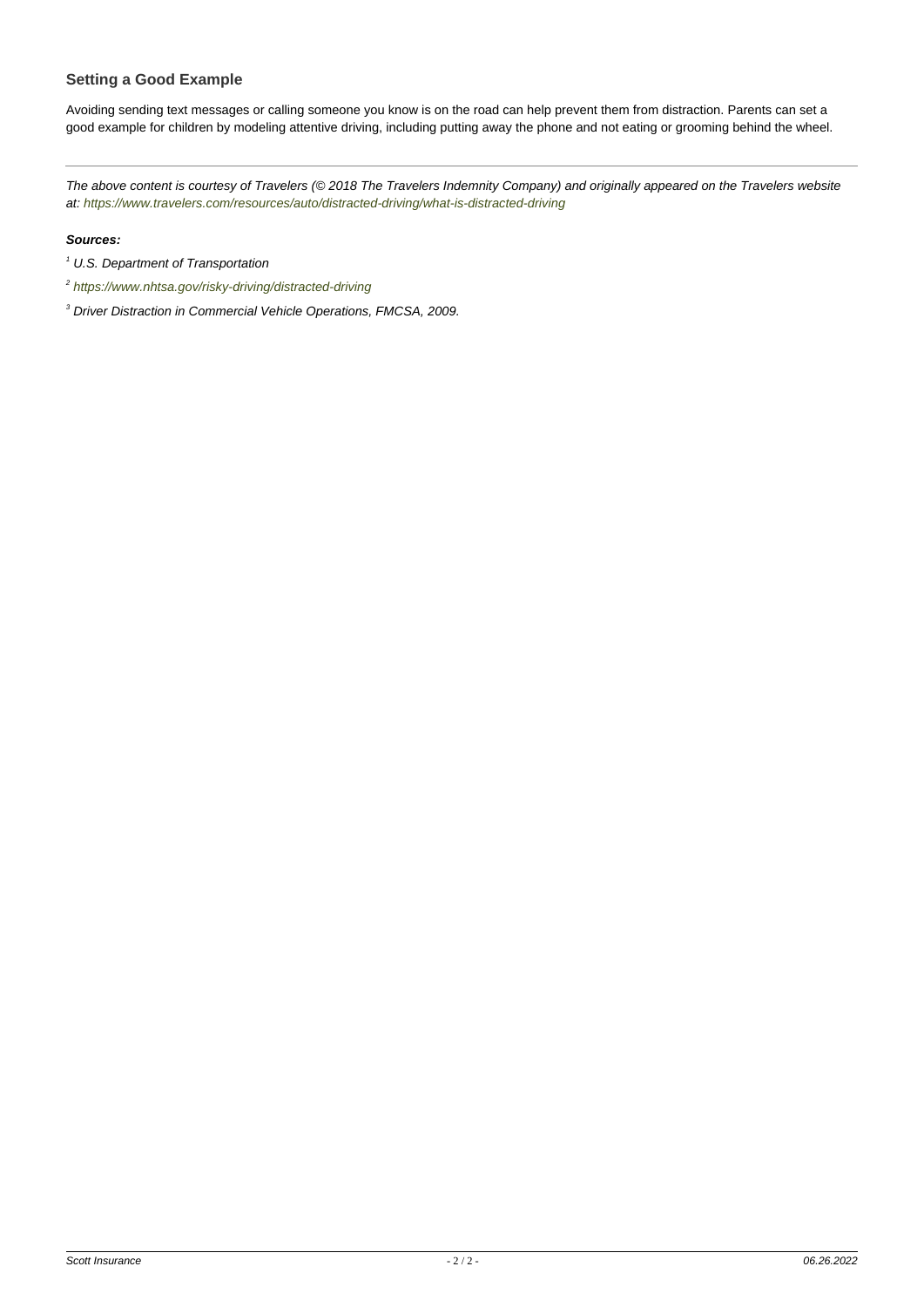### Setting a Good Example

Avoiding sending text messages or calling someone you know is on the road can help prevent them from distraction. Parents can set a good example for children by modeling attentive driving, including putting away the phone and not eating or grooming behind the wheel.

---

*The above content is courtesy of Travelers (© 2018 The Travelers Indemnity Company) and originally appeared on the Travelers website at: https://www.travelers.com/resources/auto/distracted-driving/what-is-distracted-driving*

***Sources:***

[1] *U.S. Department of Transportation*

[2] *https://www.nhtsa.gov/risky-driving/distracted-driving*

[3] *Driver Distraction in Commercial Vehicle Operations, FMCSA, 2009.*